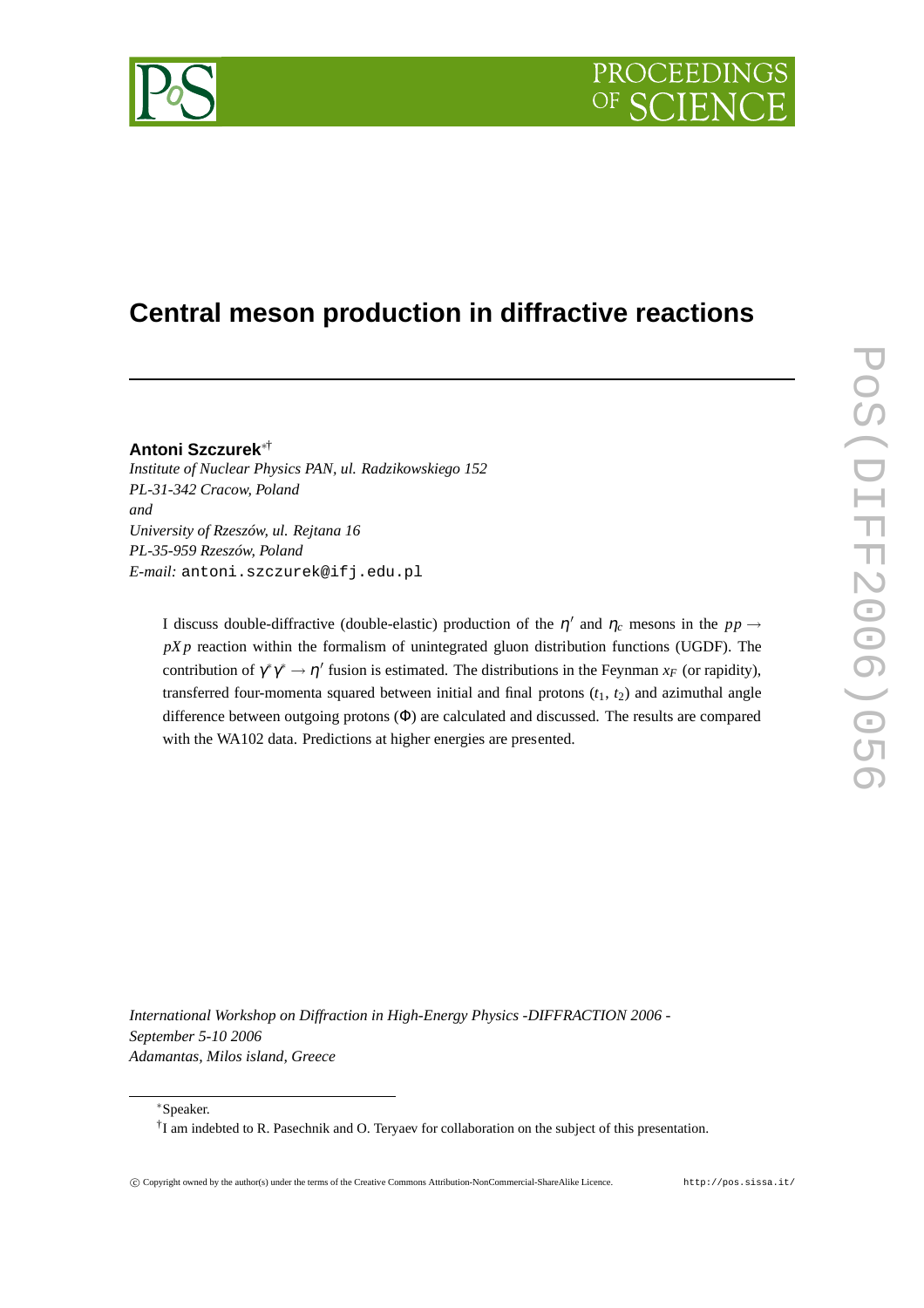# Central meson production in diffractive reactions

**Antoni Szczurek**[*†]

*Institute of Nuclear Physics PAN, ul. Radzikowskiego 152*
*PL-31-342 Cracow, Poland*
*and*
*University of Rzeszów, ul. Rejtana 16*
*PL-35-959 Rzeszów, Poland*
*E-mail:* antoni.szczurek@ifj.edu.pl

I discuss double-diffractive (double-elastic) production of the $\eta'$ and $\eta_c$ mesons in the $pp \to pXp$ reaction within the formalism of unintegrated gluon distribution functions (UGDF). The contribution of $\gamma^*\gamma^* \to \eta'$ fusion is estimated. The distributions in the Feynman $x_F$ (or rapidity), transferred four-momenta squared between initial and final protons ($t_1$, $t_2$) and azimuthal angle difference between outgoing protons ($\Phi$) are calculated and discussed. The results are compared with the WA102 data. Predictions at higher energies are presented.

*International Workshop on Diffraction in High-Energy Physics -DIFFRACTION 2006 -*
*September 5-10 2006*
*Adamantas, Milos island, Greece*

---

[*] Speaker.

[†] I am indebted to R. Pasechnik and O. Teryaev for collaboration on the subject of this presentation.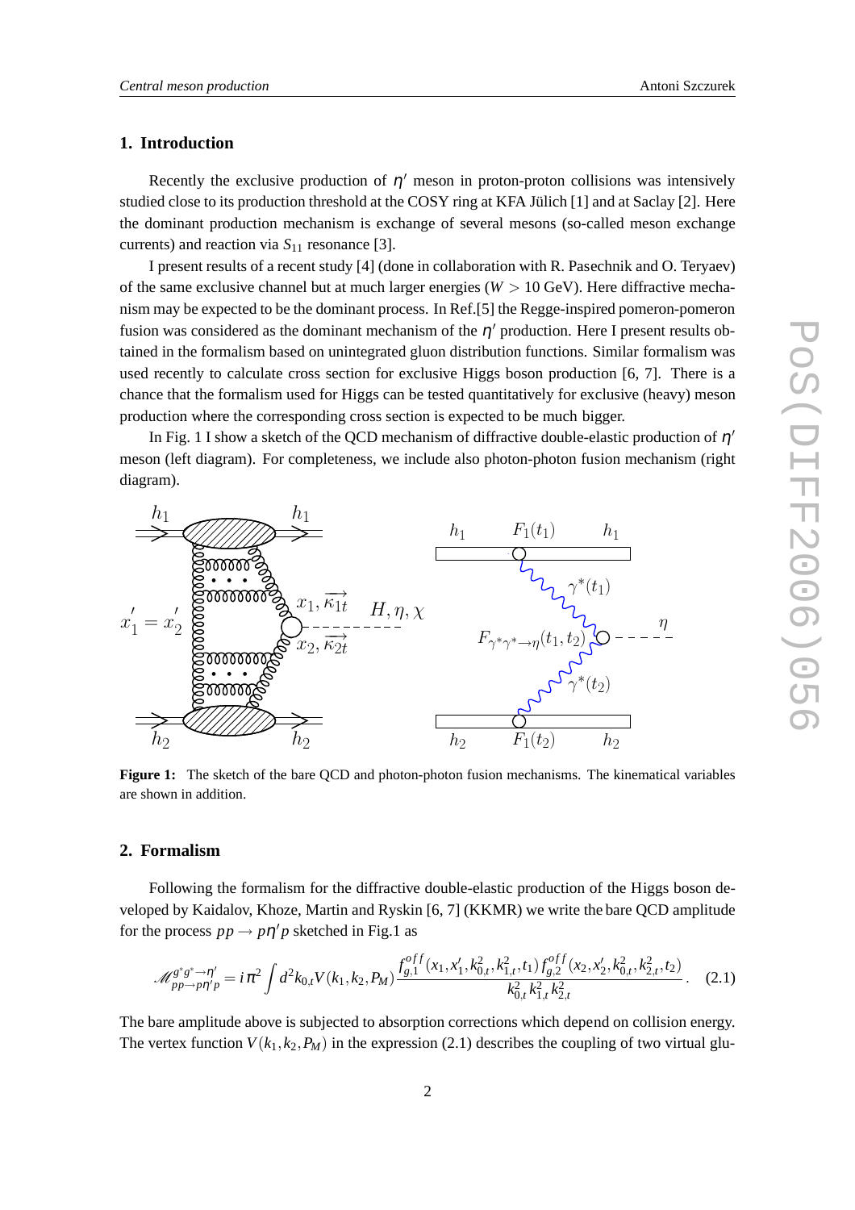## 1. Introduction

Recently the exclusive production of $\eta'$ meson in proton-proton collisions was intensively studied close to its production threshold at the COSY ring at KFA Jülich [1] and at Saclay [2]. Here the dominant production mechanism is exchange of several mesons (so-called meson exchange currents) and reaction via $S_{11}$ resonance [3].

I present results of a recent study [4] (done in collaboration with R. Pasechnik and O. Teryaev) of the same exclusive channel but at much larger energies ($W > 10$ GeV). Here diffractive mechanism may be expected to be the dominant process. In Ref.[5] the Regge-inspired pomeron-pomeron fusion was considered as the dominant mechanism of the $\eta'$ production. Here I present results obtained in the formalism based on unintegrated gluon distribution functions. Similar formalism was used recently to calculate cross section for exclusive Higgs boson production [6, 7]. There is a chance that the formalism used for Higgs can be tested quantitatively for exclusive (heavy) meson production where the corresponding cross section is expected to be much bigger.

In Fig. 1 I show a sketch of the QCD mechanism of diffractive double-elastic production of $\eta'$ meson (left diagram). For completeness, we include also photon-photon fusion mechanism (right diagram).

**Figure 1:** The sketch of the bare QCD and photon-photon fusion mechanisms. The kinematical variables are shown in addition.

## 2. Formalism

Following the formalism for the diffractive double-elastic production of the Higgs boson developed by Kaidalov, Khoze, Martin and Ryskin [6, 7] (KKMR) we write the bare QCD amplitude for the process $pp \to p\eta' p$ sketched in Fig.1 as

$$\mathcal{M}^{g^*g^* \to \eta'}_{pp \to p\eta' p} = i\pi^2 \int d^2 k_{0,t} V(k_1, k_2, P_M) \frac{f^{off}_{g,1}(x_1, x_1', k_{0,t}^2, k_{1,t}^2, t_1) \, f^{off}_{g,2}(x_2, x_2', k_{0,t}^2, k_{2,t}^2, t_2)}{k_{0,t}^2 \, k_{1,t}^2 \, k_{2,t}^2} \,. \quad (2.1)$$

The bare amplitude above is subjected to absorption corrections which depend on collision energy. The vertex function $V(k_1, k_2, P_M)$ in the expression (2.1) describes the coupling of two virtual glu-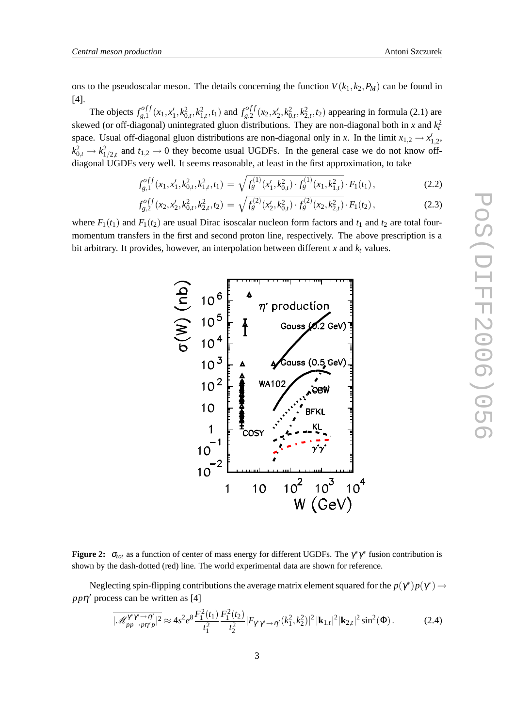ons to the pseudoscalar meson. The details concerning the function $V(k_1, k_2, P_M)$ can be found in [4].

The objects $f_{g,1}^{off}(x_1, x_1', k_{0,t}^2, k_{1,t}^2, t_1)$ and $f_{g,2}^{off}(x_2, x_2', k_{0,t}^2, k_{2,t}^2, t_2)$ appearing in formula (2.1) are skewed (or off-diagonal) unintegrated gluon distributions. They are non-diagonal both in $x$ and $k_t^2$ space. Usual off-diagonal gluon distributions are non-diagonal only in $x$. In the limit $x_{1,2} \to x_{1,2}'$, $k_{0,t}^2 \to k_{1/2,t}^2$ and $t_{1,2} \to 0$ they become usual UGDFs. In the general case we do not know off-diagonal UGDFs very well. It seems reasonable, at least in the first approximation, to take

$$f_{g,1}^{off}(x_1, x_1', k_{0,t}^2, k_{1,t}^2, t_1) = \sqrt{f_g^{(1)}(x_1', k_{0,t}^2) \cdot f_g^{(1)}(x_1, k_{1,t}^2)} \cdot F_1(t_1), \tag{2.2}$$

$$f_{g,2}^{off}(x_2, x_2', k_{0,t}^2, k_{2,t}^2, t_2) = \sqrt{f_g^{(2)}(x_2', k_{0,t}^2) \cdot f_g^{(2)}(x_2, k_{2,t}^2)} \cdot F_1(t_2), \tag{2.3}$$

where $F_1(t_1)$ and $F_1(t_2)$ are usual Dirac isoscalar nucleon form factors and $t_1$ and $t_2$ are total four-momentum transfers in the first and second proton line, respectively. The above prescription is a bit arbitrary. It provides, however, an interpolation between different $x$ and $k_t$ values.

**Figure 2:** $\sigma_{tot}$ as a function of center of mass energy for different UGDFs. The $\gamma^*\gamma^*$ fusion contribution is shown by the dash-dotted (red) line. The world experimental data are shown for reference.

Neglecting spin-flipping contributions the average matrix element squared for the $p(\gamma^*)p(\gamma^*) \to pp\eta'$ process can be written as [4]

$$\overline{|\mathcal{M}_{pp\to p\eta' p}^{\gamma^*\gamma^*\to\eta'}|^2} \approx 4s^2 e^8 \frac{F_1^2(t_1)}{t_1^2} \frac{F_1^2(t_2)}{t_2^2} |F_{\gamma^*\gamma^*\to\eta'}(k_1^2, k_2^2)|^2 \, |\mathbf{k}_{1,t}|^2 |\mathbf{k}_{2,t}|^2 \sin^2(\Phi). \tag{2.4}$$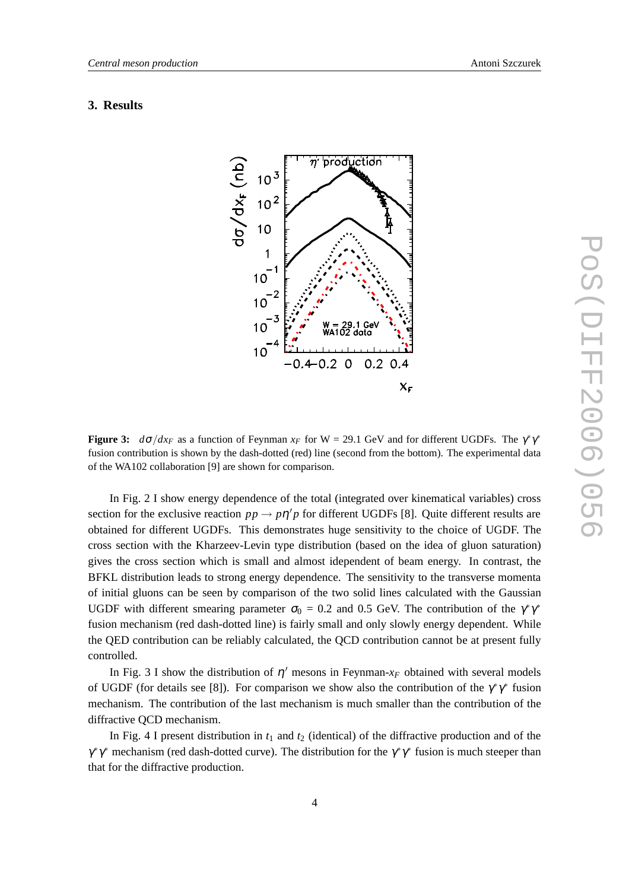## 3. Results

**Figure 3:** $d\sigma/dx_F$ as a function of Feynman $x_F$ for W = 29.1 GeV and for different UGDFs. The $\gamma^*\gamma^*$ fusion contribution is shown by the dash-dotted (red) line (second from the bottom). The experimental data of the WA102 collaboration [9] are shown for comparison.

In Fig. 2 I show energy dependence of the total (integrated over kinematical variables) cross section for the exclusive reaction $pp \to p\eta' p$ for different UGDFs [8]. Quite different results are obtained for different UGDFs. This demonstrates huge sensitivity to the choice of UGDF. The cross section with the Kharzeev-Levin type distribution (based on the idea of gluon saturation) gives the cross section which is small and almost idependent of beam energy. In contrast, the BFKL distribution leads to strong energy dependence. The sensitivity to the transverse momenta of initial gluons can be seen by comparison of the two solid lines calculated with the Gaussian UGDF with different smearing parameter $\sigma_0$ = 0.2 and 0.5 GeV. The contribution of the $\gamma^*\gamma^*$ fusion mechanism (red dash-dotted line) is fairly small and only slowly energy dependent. While the QED contribution can be reliably calculated, the QCD contribution cannot be at present fully controlled.

In Fig. 3 I show the distribution of $\eta'$ mesons in Feynman-$x_F$ obtained with several models of UGDF (for details see [8]). For comparison we show also the contribution of the $\gamma^*\gamma^*$ fusion mechanism. The contribution of the last mechanism is much smaller than the contribution of the diffractive QCD mechanism.

In Fig. 4 I present distribution in $t_1$ and $t_2$ (identical) of the diffractive production and of the $\gamma^*\gamma^*$ mechanism (red dash-dotted curve). The distribution for the $\gamma^*\gamma^*$ fusion is much steeper than that for the diffractive production.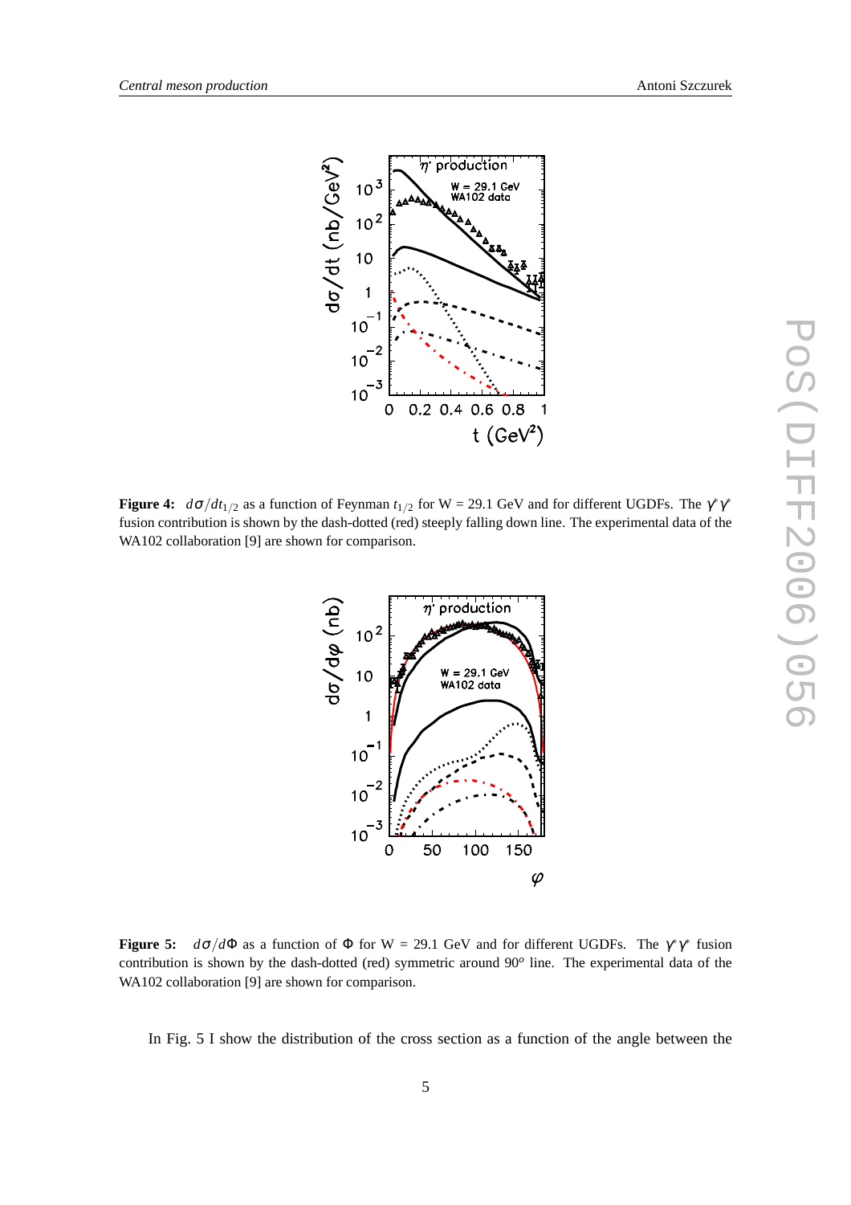**Figure 4:** $d\sigma/dt_{1/2}$ as a function of Feynman $t_{1/2}$ for W = 29.1 GeV and for different UGDFs. The $\gamma^*\gamma^*$ fusion contribution is shown by the dash-dotted (red) steeply falling down line. The experimental data of the WA102 collaboration [9] are shown for comparison.

**Figure 5:** $d\sigma/d\Phi$ as a function of $\Phi$ for W = 29.1 GeV and for different UGDFs. The $\gamma^*\gamma^*$ fusion contribution is shown by the dash-dotted (red) symmetric around $90^o$ line. The experimental data of the WA102 collaboration [9] are shown for comparison.

In Fig. 5 I show the distribution of the cross section as a function of the angle between the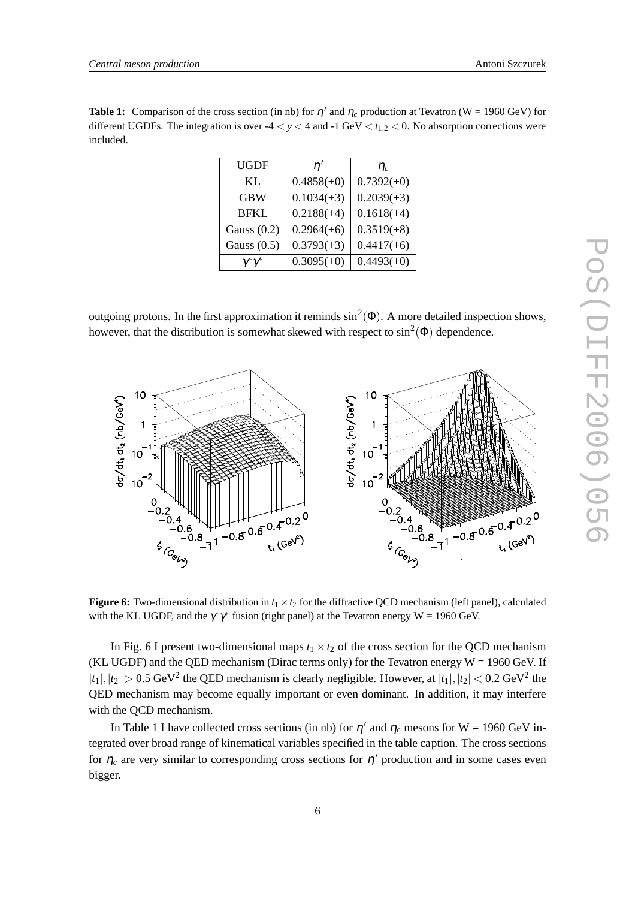**Table 1:** Comparison of the cross section (in nb) for $\eta'$ and $\eta_c$ production at Tevatron (W = 1960 GeV) for different UGDFs. The integration is over -4 $< y <$ 4 and -1 GeV $< t_{1,2} <$ 0. No absorption corrections were included.

| UGDF | $\eta'$ | $\eta_c$ |
|---|---|---|
| KL | 0.4858(+0) | 0.7392(+0) |
| GBW | 0.1034(+3) | 0.2039(+3) |
| BFKL | 0.2188(+4) | 0.1618(+4) |
| Gauss (0.2) | 0.2964(+6) | 0.3519(+8) |
| Gauss (0.5) | 0.3793(+3) | 0.4417(+6) |
| $\gamma^*\gamma^*$ | 0.3095(+0) | 0.4493(+0) |

outgoing protons. In the first approximation it reminds $\sin^2(\Phi)$. A more detailed inspection shows, however, that the distribution is somewhat skewed with respect to $\sin^2(\Phi)$ dependence.

**Figure 6:** Two-dimensional distribution in $t_1 \times t_2$ for the diffractive QCD mechanism (left panel), calculated with the KL UGDF, and the $\gamma^*\gamma^*$ fusion (right panel) at the Tevatron energy W = 1960 GeV.

In Fig. 6 I present two-dimensional maps $t_1 \times t_2$ of the cross section for the QCD mechanism (KL UGDF) and the QED mechanism (Dirac terms only) for the Tevatron energy W = 1960 GeV. If $|t_1|, |t_2| > 0.5$ GeV$^2$ the QED mechanism is clearly negligible. However, at $|t_1|, |t_2| < 0.2$ GeV$^2$ the QED mechanism may become equally important or even dominant. In addition, it may interfere with the QCD mechanism.

In Table 1 I have collected cross sections (in nb) for $\eta'$ and $\eta_c$ mesons for W = 1960 GeV integrated over broad range of kinematical variables specified in the table caption. The cross sections for $\eta_c$ are very similar to corresponding cross sections for $\eta'$ production and in some cases even bigger.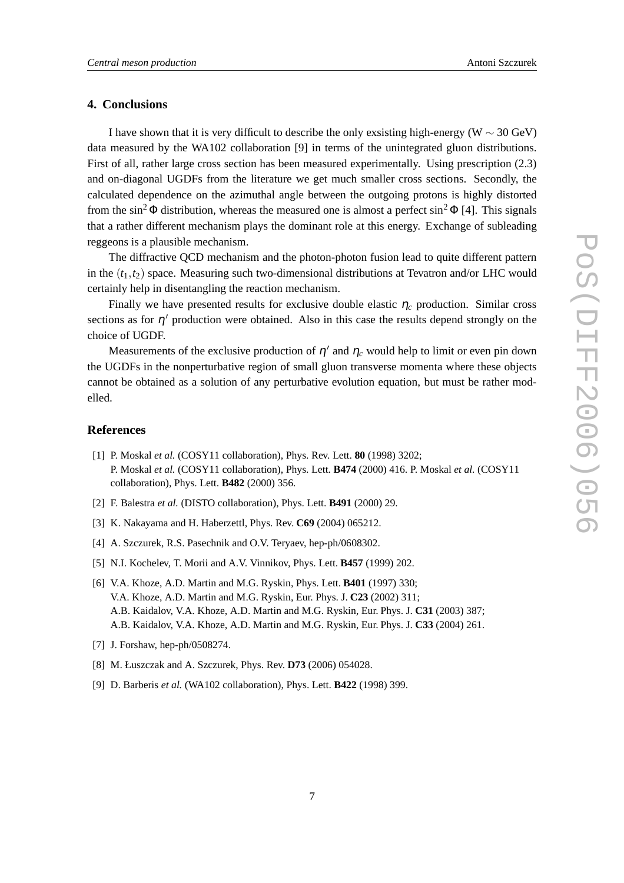## 4. Conclusions

I have shown that it is very difficult to describe the only exsisting high-energy (W $\sim$ 30 GeV) data measured by the WA102 collaboration [9] in terms of the unintegrated gluon distributions. First of all, rather large cross section has been measured experimentally. Using prescription (2.3) and on-diagonal UGDFs from the literature we get much smaller cross sections. Secondly, the calculated dependence on the azimuthal angle between the outgoing protons is highly distorted from the $\sin^2\Phi$ distribution, whereas the measured one is almost a perfect $\sin^2\Phi$ [4]. This signals that a rather different mechanism plays the dominant role at this energy. Exchange of subleading reggeons is a plausible mechanism.

The diffractive QCD mechanism and the photon-photon fusion lead to quite different pattern in the $(t_1, t_2)$ space. Measuring such two-dimensional distributions at Tevatron and/or LHC would certainly help in disentangling the reaction mechanism.

Finally we have presented results for exclusive double elastic $\eta_c$ production. Similar cross sections as for $\eta'$ production were obtained. Also in this case the results depend strongly on the choice of UGDF.

Measurements of the exclusive production of $\eta'$ and $\eta_c$ would help to limit or even pin down the UGDFs in the nonperturbative region of small gluon transverse momenta where these objects cannot be obtained as a solution of any perturbative evolution equation, but must be rather modelled.

## References

[1] P. Moskal *et al.* (COSY11 collaboration), Phys. Rev. Lett. **80** (1998) 3202; P. Moskal *et al.* (COSY11 collaboration), Phys. Lett. **B474** (2000) 416. P. Moskal *et al.* (COSY11 collaboration), Phys. Lett. **B482** (2000) 356.

[2] F. Balestra *et al.* (DISTO collaboration), Phys. Lett. **B491** (2000) 29.

[3] K. Nakayama and H. Haberzettl, Phys. Rev. **C69** (2004) 065212.

[4] A. Szczurek, R.S. Pasechnik and O.V. Teryaev, hep-ph/0608302.

[5] N.I. Kochelev, T. Morii and A.V. Vinnikov, Phys. Lett. **B457** (1999) 202.

[6] V.A. Khoze, A.D. Martin and M.G. Ryskin, Phys. Lett. **B401** (1997) 330; V.A. Khoze, A.D. Martin and M.G. Ryskin, Eur. Phys. J. **C23** (2002) 311; A.B. Kaidalov, V.A. Khoze, A.D. Martin and M.G. Ryskin, Eur. Phys. J. **C31** (2003) 387; A.B. Kaidalov, V.A. Khoze, A.D. Martin and M.G. Ryskin, Eur. Phys. J. **C33** (2004) 261.

[7] J. Forshaw, hep-ph/0508274.

[8] M. Łuszczak and A. Szczurek, Phys. Rev. **D73** (2006) 054028.

[9] D. Barberis *et al.* (WA102 collaboration), Phys. Lett. **B422** (1998) 399.